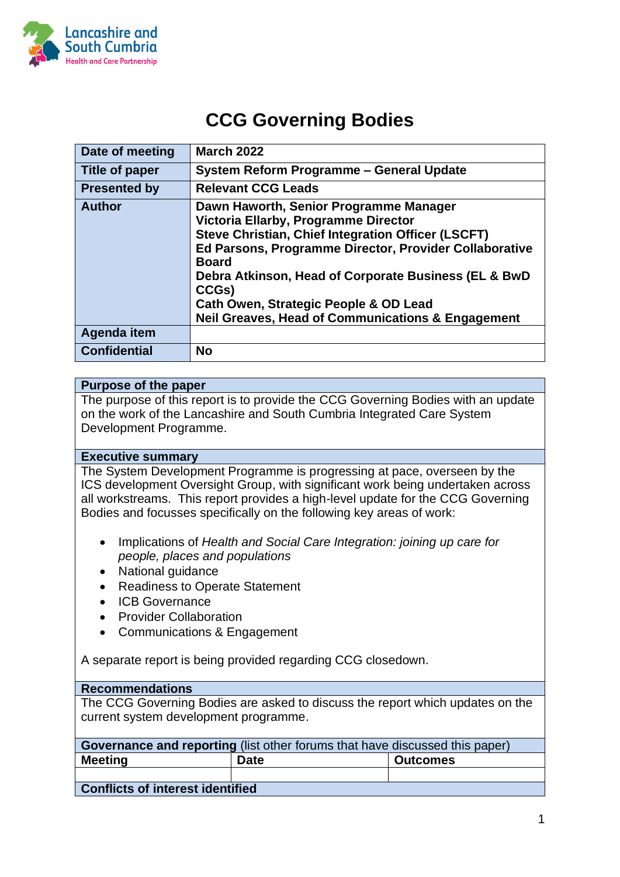Lancashire and South Cumbria Health and Care Partnership

# CCG Governing Bodies

| | |
|---|---|
| **Date of meeting** | **March 2022** |
| **Title of paper** | **System Reform Programme – General Update** |
| **Presented by** | **Relevant CCG Leads** |
| **Author** | **Dawn Haworth, Senior Programme Manager**<br>**Victoria Ellarby, Programme Director**<br>**Steve Christian, Chief Integration Officer (LSCFT)**<br>**Ed Parsons, Programme Director, Provider Collaborative Board**<br>**Debra Atkinson, Head of Corporate Business (EL & BwD CCGs)**<br>**Cath Owen, Strategic People & OD Lead**<br>**Neil Greaves, Head of Communications & Engagement** |
| **Agenda item** | |
| **Confidential** | **No** |

**Purpose of the paper**

The purpose of this report is to provide the CCG Governing Bodies with an update on the work of the Lancashire and South Cumbria Integrated Care System Development Programme.

**Executive summary**

The System Development Programme is progressing at pace, overseen by the ICS development Oversight Group, with significant work being undertaken across all workstreams. This report provides a high-level update for the CCG Governing Bodies and focusses specifically on the following key areas of work:

- Implications of *Health and Social Care Integration: joining up care for people, places and populations*
- National guidance
- Readiness to Operate Statement
- ICB Governance
- Provider Collaboration
- Communications & Engagement

A separate report is being provided regarding CCG closedown.

**Recommendations**

The CCG Governing Bodies are asked to discuss the report which updates on the current system development programme.

**Governance and reporting** (list other forums that have discussed this paper)

| Meeting | Date | Outcomes |
|---|---|---|
| | | |

**Conflicts of interest identified**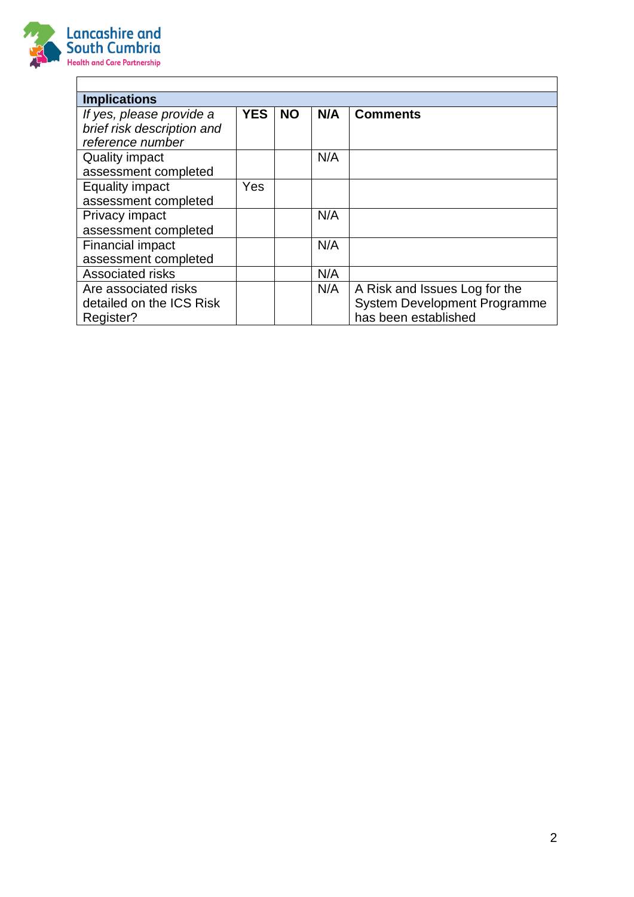| Implications | | | | |
|---|---|---|---|---|
| *If yes, please provide a brief risk description and reference number* | **YES** | **NO** | **N/A** | **Comments** |
| Quality impact assessment completed | | | N/A | |
| Equality impact assessment completed | Yes | | | |
| Privacy impact assessment completed | | | N/A | |
| Financial impact assessment completed | | | N/A | |
| Associated risks | | | N/A | |
| Are associated risks detailed on the ICS Risk Register? | | | N/A | A Risk and Issues Log for the System Development Programme has been established |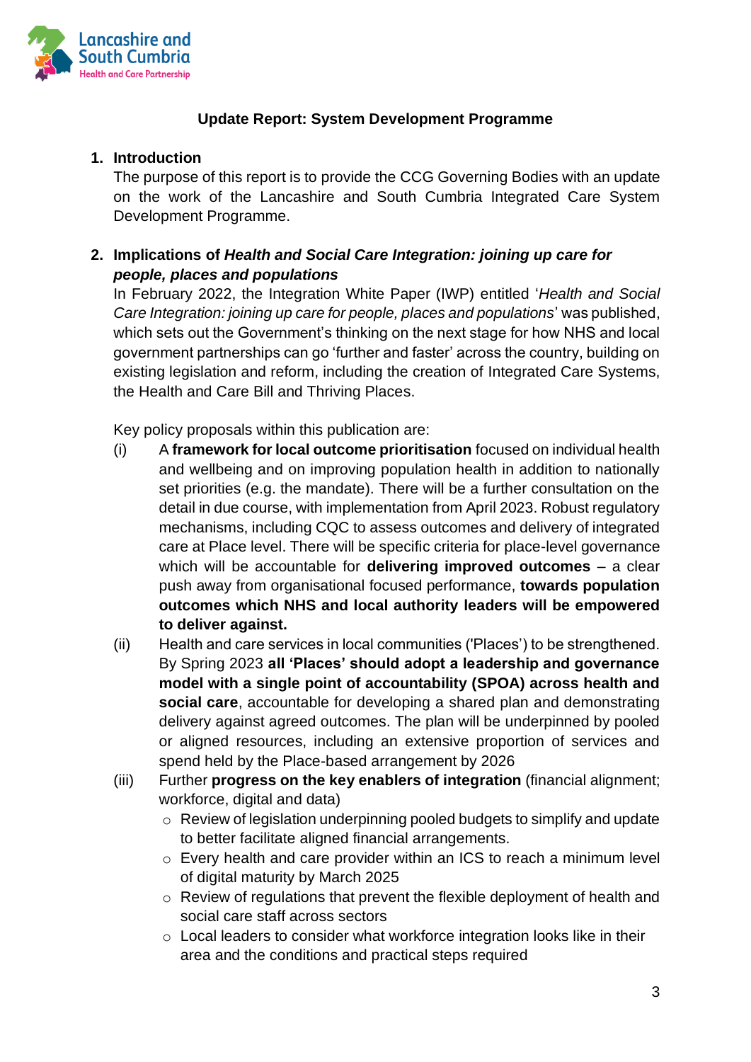## Update Report: System Development Programme

**1. Introduction**

The purpose of this report is to provide the CCG Governing Bodies with an update on the work of the Lancashire and South Cumbria Integrated Care System Development Programme.

**2. Implications of *Health and Social Care Integration: joining up care for people, places and populations***

In February 2022, the Integration White Paper (IWP) entitled '*Health and Social Care Integration: joining up care for people, places and populations*' was published, which sets out the Government's thinking on the next stage for how NHS and local government partnerships can go 'further and faster' across the country, building on existing legislation and reform, including the creation of Integrated Care Systems, the Health and Care Bill and Thriving Places.

Key policy proposals within this publication are:

(i) A **framework for local outcome prioritisation** focused on individual health and wellbeing and on improving population health in addition to nationally set priorities (e.g. the mandate). There will be a further consultation on the detail in due course, with implementation from April 2023. Robust regulatory mechanisms, including CQC to assess outcomes and delivery of integrated care at Place level. There will be specific criteria for place-level governance which will be accountable for **delivering improved outcomes** – a clear push away from organisational focused performance, **towards population outcomes which NHS and local authority leaders will be empowered to deliver against.**

(ii) Health and care services in local communities ('Places') to be strengthened. By Spring 2023 **all 'Places' should adopt a leadership and governance model with a single point of accountability (SPOA) across health and social care**, accountable for developing a shared plan and demonstrating delivery against agreed outcomes. The plan will be underpinned by pooled or aligned resources, including an extensive proportion of services and spend held by the Place-based arrangement by 2026

(iii) Further **progress on the key enablers of integration** (financial alignment; workforce, digital and data)
   - Review of legislation underpinning pooled budgets to simplify and update to better facilitate aligned financial arrangements.
   - Every health and care provider within an ICS to reach a minimum level of digital maturity by March 2025
   - Review of regulations that prevent the flexible deployment of health and social care staff across sectors
   - Local leaders to consider what workforce integration looks like in their area and the conditions and practical steps required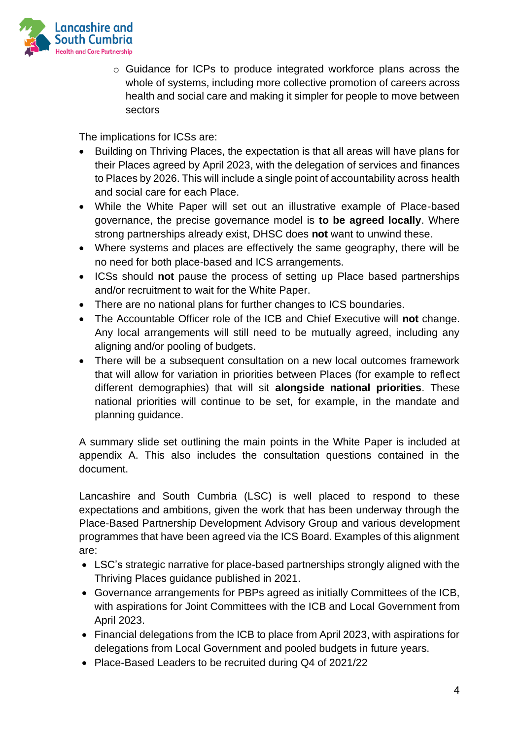- Guidance for ICPs to produce integrated workforce plans across the whole of systems, including more collective promotion of careers across health and social care and making it simpler for people to move between sectors

The implications for ICSs are:

- Building on Thriving Places, the expectation is that all areas will have plans for their Places agreed by April 2023, with the delegation of services and finances to Places by 2026. This will include a single point of accountability across health and social care for each Place.
- While the White Paper will set out an illustrative example of Place-based governance, the precise governance model is **to be agreed locally**. Where strong partnerships already exist, DHSC does **not** want to unwind these.
- Where systems and places are effectively the same geography, there will be no need for both place-based and ICS arrangements.
- ICSs should **not** pause the process of setting up Place based partnerships and/or recruitment to wait for the White Paper.
- There are no national plans for further changes to ICS boundaries.
- The Accountable Officer role of the ICB and Chief Executive will **not** change. Any local arrangements will still need to be mutually agreed, including any aligning and/or pooling of budgets.
- There will be a subsequent consultation on a new local outcomes framework that will allow for variation in priorities between Places (for example to reflect different demographies) that will sit **alongside national priorities**. These national priorities will continue to be set, for example, in the mandate and planning guidance.

A summary slide set outlining the main points in the White Paper is included at appendix A. This also includes the consultation questions contained in the document.

Lancashire and South Cumbria (LSC) is well placed to respond to these expectations and ambitions, given the work that has been underway through the Place-Based Partnership Development Advisory Group and various development programmes that have been agreed via the ICS Board. Examples of this alignment are:

- LSC's strategic narrative for place-based partnerships strongly aligned with the Thriving Places guidance published in 2021.
- Governance arrangements for PBPs agreed as initially Committees of the ICB, with aspirations for Joint Committees with the ICB and Local Government from April 2023.
- Financial delegations from the ICB to place from April 2023, with aspirations for delegations from Local Government and pooled budgets in future years.
- Place-Based Leaders to be recruited during Q4 of 2021/22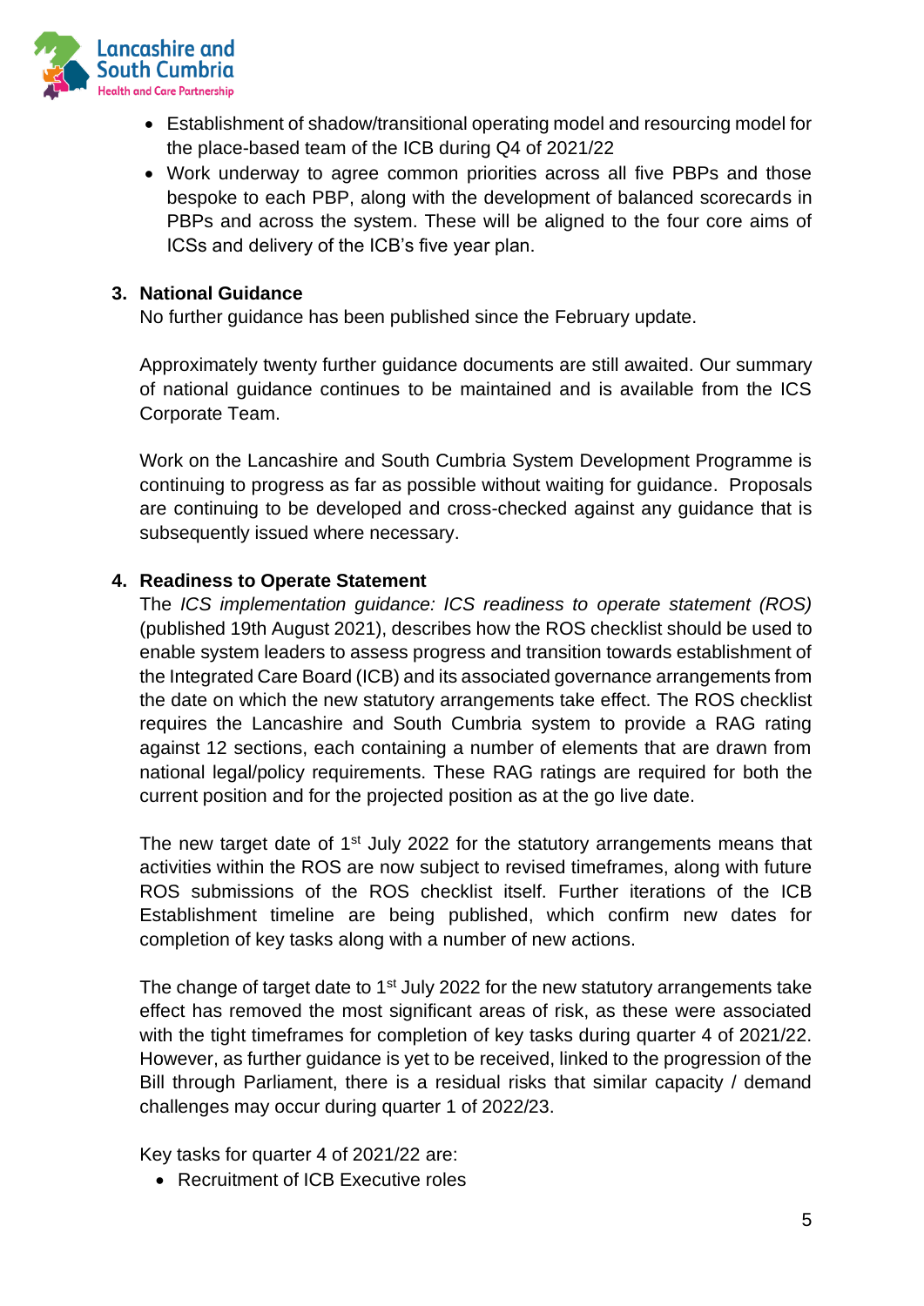- Establishment of shadow/transitional operating model and resourcing model for the place-based team of the ICB during Q4 of 2021/22
- Work underway to agree common priorities across all five PBPs and those bespoke to each PBP, along with the development of balanced scorecards in PBPs and across the system. These will be aligned to the four core aims of ICSs and delivery of the ICB's five year plan.

**3. National Guidance**

No further guidance has been published since the February update.

Approximately twenty further guidance documents are still awaited. Our summary of national guidance continues to be maintained and is available from the ICS Corporate Team.

Work on the Lancashire and South Cumbria System Development Programme is continuing to progress as far as possible without waiting for guidance. Proposals are continuing to be developed and cross-checked against any guidance that is subsequently issued where necessary.

**4. Readiness to Operate Statement**

The *ICS implementation guidance: ICS readiness to operate statement (ROS)* (published 19th August 2021), describes how the ROS checklist should be used to enable system leaders to assess progress and transition towards establishment of the Integrated Care Board (ICB) and its associated governance arrangements from the date on which the new statutory arrangements take effect. The ROS checklist requires the Lancashire and South Cumbria system to provide a RAG rating against 12 sections, each containing a number of elements that are drawn from national legal/policy requirements. These RAG ratings are required for both the current position and for the projected position as at the go live date.

The new target date of 1st July 2022 for the statutory arrangements means that activities within the ROS are now subject to revised timeframes, along with future ROS submissions of the ROS checklist itself. Further iterations of the ICB Establishment timeline are being published, which confirm new dates for completion of key tasks along with a number of new actions.

The change of target date to 1st July 2022 for the new statutory arrangements take effect has removed the most significant areas of risk, as these were associated with the tight timeframes for completion of key tasks during quarter 4 of 2021/22. However, as further guidance is yet to be received, linked to the progression of the Bill through Parliament, there is a residual risks that similar capacity / demand challenges may occur during quarter 1 of 2022/23.

Key tasks for quarter 4 of 2021/22 are:

- Recruitment of ICB Executive roles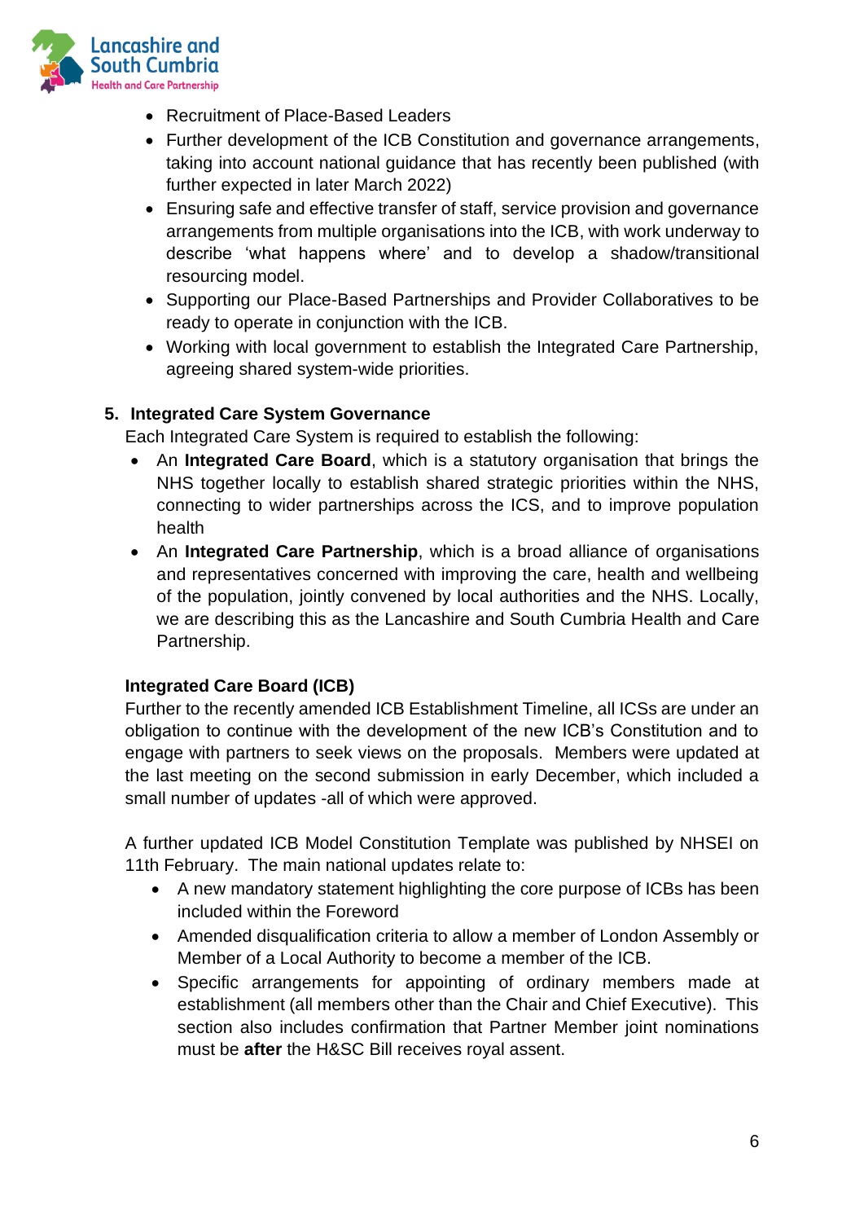- Recruitment of Place-Based Leaders
- Further development of the ICB Constitution and governance arrangements, taking into account national guidance that has recently been published (with further expected in later March 2022)
- Ensuring safe and effective transfer of staff, service provision and governance arrangements from multiple organisations into the ICB, with work underway to describe 'what happens where' and to develop a shadow/transitional resourcing model.
- Supporting our Place-Based Partnerships and Provider Collaboratives to be ready to operate in conjunction with the ICB.
- Working with local government to establish the Integrated Care Partnership, agreeing shared system-wide priorities.

## 5. Integrated Care System Governance

Each Integrated Care System is required to establish the following:

- An **Integrated Care Board**, which is a statutory organisation that brings the NHS together locally to establish shared strategic priorities within the NHS, connecting to wider partnerships across the ICS, and to improve population health
- An **Integrated Care Partnership**, which is a broad alliance of organisations and representatives concerned with improving the care, health and wellbeing of the population, jointly convened by local authorities and the NHS. Locally, we are describing this as the Lancashire and South Cumbria Health and Care Partnership.

### Integrated Care Board (ICB)

Further to the recently amended ICB Establishment Timeline, all ICSs are under an obligation to continue with the development of the new ICB's Constitution and to engage with partners to seek views on the proposals. Members were updated at the last meeting on the second submission in early December, which included a small number of updates -all of which were approved.

A further updated ICB Model Constitution Template was published by NHSEI on 11th February. The main national updates relate to:

- A new mandatory statement highlighting the core purpose of ICBs has been included within the Foreword
- Amended disqualification criteria to allow a member of London Assembly or Member of a Local Authority to become a member of the ICB.
- Specific arrangements for appointing of ordinary members made at establishment (all members other than the Chair and Chief Executive). This section also includes confirmation that Partner Member joint nominations must be **after** the H&SC Bill receives royal assent.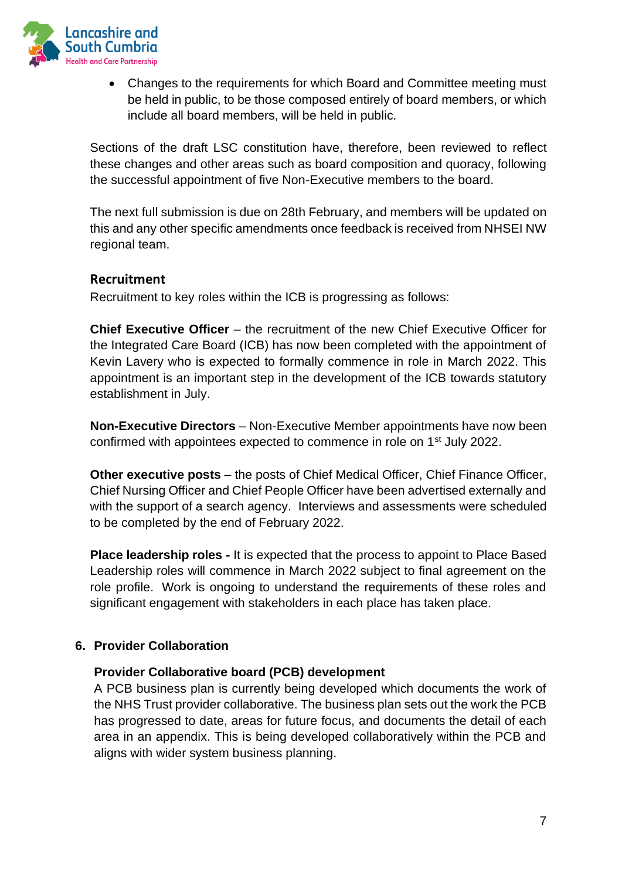- Changes to the requirements for which Board and Committee meeting must be held in public, to be those composed entirely of board members, or which include all board members, will be held in public.

Sections of the draft LSC constitution have, therefore, been reviewed to reflect these changes and other areas such as board composition and quoracy, following the successful appointment of five Non-Executive members to the board.

The next full submission is due on 28th February, and members will be updated on this and any other specific amendments once feedback is received from NHSEI NW regional team.

**Recruitment**

Recruitment to key roles within the ICB is progressing as follows:

**Chief Executive Officer** – the recruitment of the new Chief Executive Officer for the Integrated Care Board (ICB) has now been completed with the appointment of Kevin Lavery who is expected to formally commence in role in March 2022. This appointment is an important step in the development of the ICB towards statutory establishment in July.

**Non-Executive Directors** – Non-Executive Member appointments have now been confirmed with appointees expected to commence in role on 1st July 2022.

**Other executive posts** – the posts of Chief Medical Officer, Chief Finance Officer, Chief Nursing Officer and Chief People Officer have been advertised externally and with the support of a search agency. Interviews and assessments were scheduled to be completed by the end of February 2022.

**Place leadership roles -** It is expected that the process to appoint to Place Based Leadership roles will commence in March 2022 subject to final agreement on the role profile. Work is ongoing to understand the requirements of these roles and significant engagement with stakeholders in each place has taken place.

## 6. Provider Collaboration

**Provider Collaborative board (PCB) development**

A PCB business plan is currently being developed which documents the work of the NHS Trust provider collaborative. The business plan sets out the work the PCB has progressed to date, areas for future focus, and documents the detail of each area in an appendix. This is being developed collaboratively within the PCB and aligns with wider system business planning.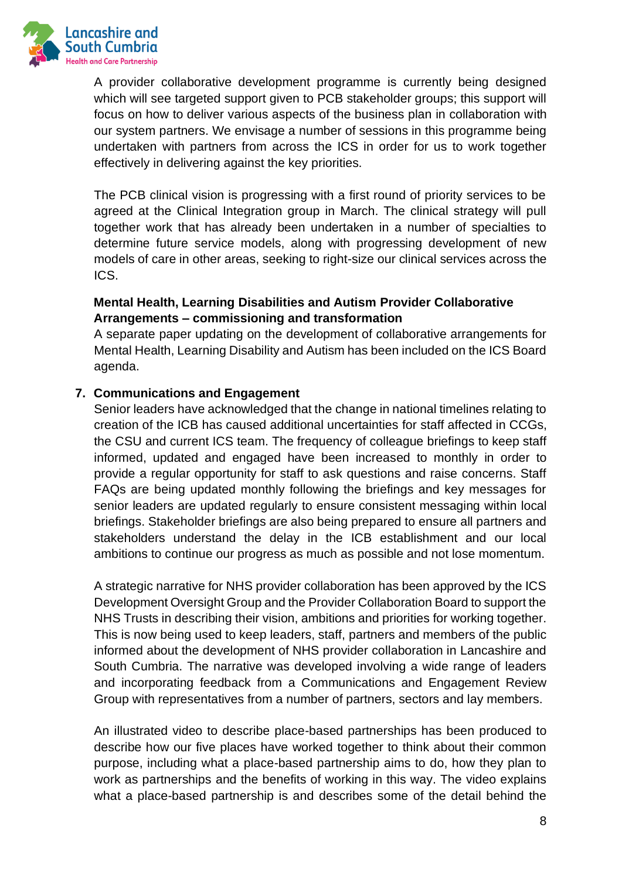A provider collaborative development programme is currently being designed which will see targeted support given to PCB stakeholder groups; this support will focus on how to deliver various aspects of the business plan in collaboration with our system partners. We envisage a number of sessions in this programme being undertaken with partners from across the ICS in order for us to work together effectively in delivering against the key priorities.

The PCB clinical vision is progressing with a first round of priority services to be agreed at the Clinical Integration group in March. The clinical strategy will pull together work that has already been undertaken in a number of specialties to determine future service models, along with progressing development of new models of care in other areas, seeking to right-size our clinical services across the ICS.

**Mental Health, Learning Disabilities and Autism Provider Collaborative Arrangements – commissioning and transformation**

A separate paper updating on the development of collaborative arrangements for Mental Health, Learning Disability and Autism has been included on the ICS Board agenda.

7. **Communications and Engagement**

Senior leaders have acknowledged that the change in national timelines relating to creation of the ICB has caused additional uncertainties for staff affected in CCGs, the CSU and current ICS team. The frequency of colleague briefings to keep staff informed, updated and engaged have been increased to monthly in order to provide a regular opportunity for staff to ask questions and raise concerns. Staff FAQs are being updated monthly following the briefings and key messages for senior leaders are updated regularly to ensure consistent messaging within local briefings. Stakeholder briefings are also being prepared to ensure all partners and stakeholders understand the delay in the ICB establishment and our local ambitions to continue our progress as much as possible and not lose momentum.

A strategic narrative for NHS provider collaboration has been approved by the ICS Development Oversight Group and the Provider Collaboration Board to support the NHS Trusts in describing their vision, ambitions and priorities for working together. This is now being used to keep leaders, staff, partners and members of the public informed about the development of NHS provider collaboration in Lancashire and South Cumbria. The narrative was developed involving a wide range of leaders and incorporating feedback from a Communications and Engagement Review Group with representatives from a number of partners, sectors and lay members.

An illustrated video to describe place-based partnerships has been produced to describe how our five places have worked together to think about their common purpose, including what a place-based partnership aims to do, how they plan to work as partnerships and the benefits of working in this way. The video explains what a place-based partnership is and describes some of the detail behind the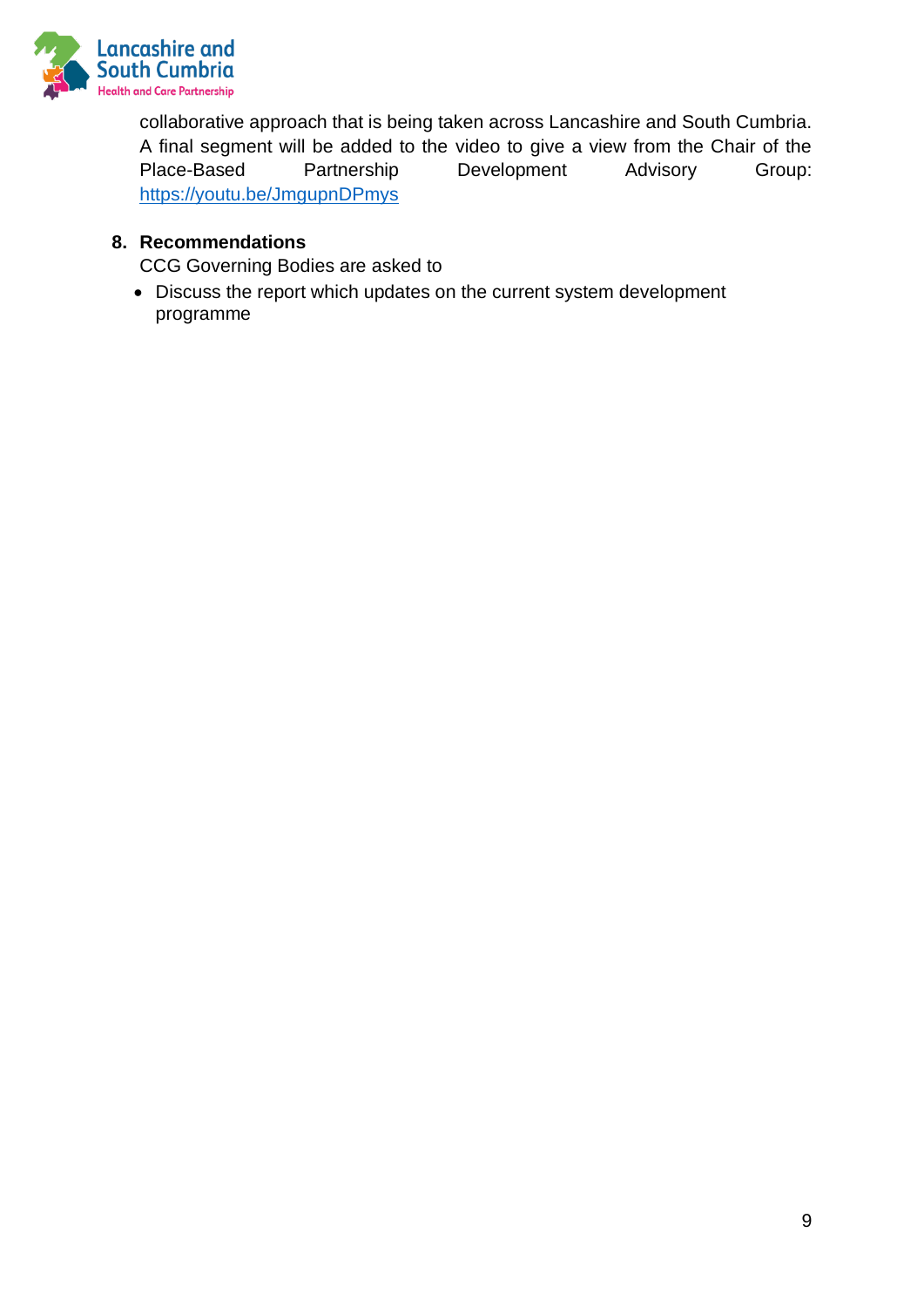collaborative approach that is being taken across Lancashire and South Cumbria. A final segment will be added to the video to give a view from the Chair of the Place-Based Partnership Development Advisory Group: https://youtu.be/JmgupnDPmys

## 8. Recommendations

CCG Governing Bodies are asked to

- Discuss the report which updates on the current system development programme